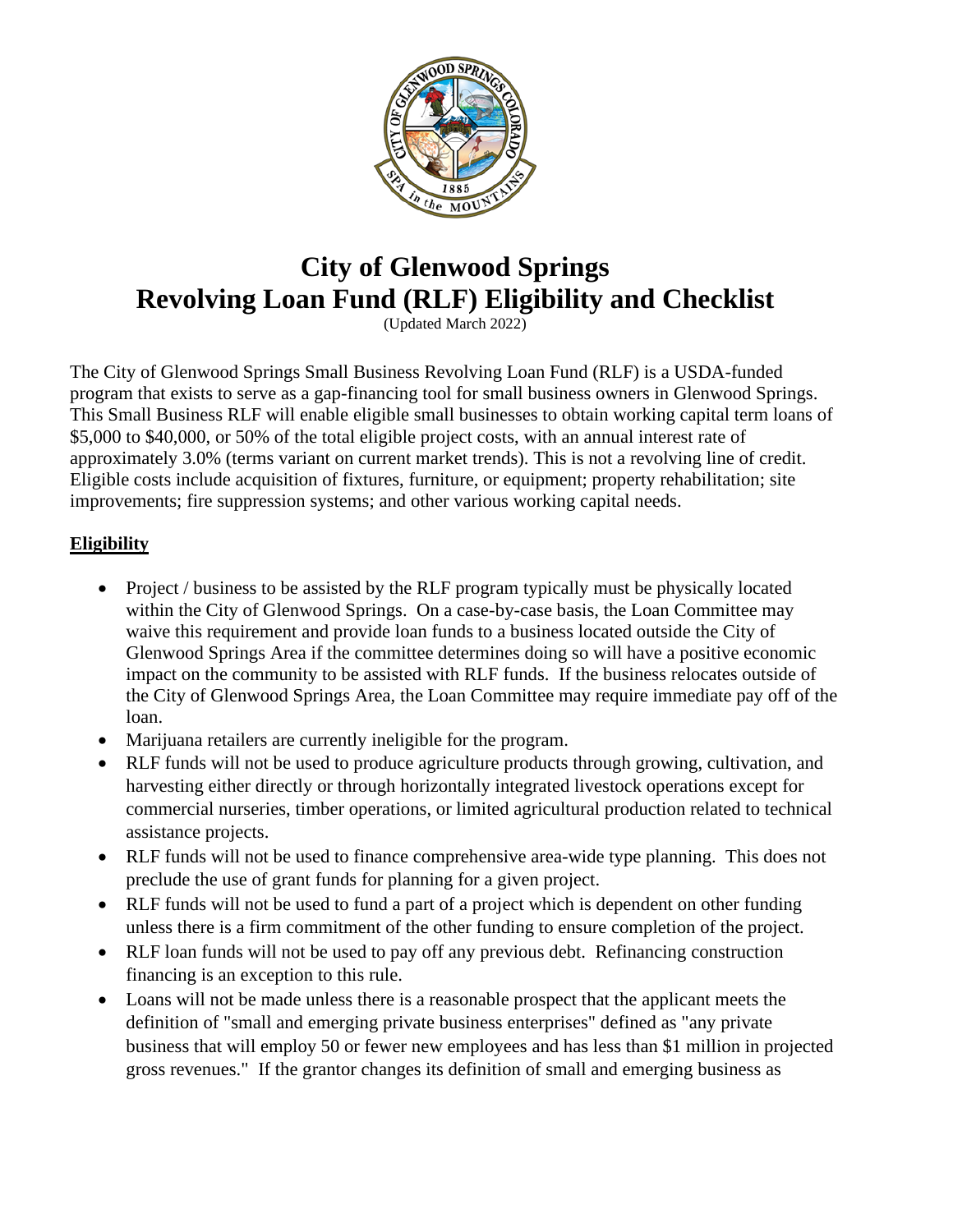# City of Glenwood Springs
# Revolving Loan Fund (RLF) Eligibility and Checklist

(Updated March 2022)

The City of Glenwood Springs Small Business Revolving Loan Fund (RLF) is a USDA-funded program that exists to serve as a gap-financing tool for small business owners in Glenwood Springs. This Small Business RLF will enable eligible small businesses to obtain working capital term loans of $5,000 to $40,000, or 50% of the total eligible project costs, with an annual interest rate of approximately 3.0% (terms variant on current market trends). This is not a revolving line of credit. Eligible costs include acquisition of fixtures, furniture, or equipment; property rehabilitation; site improvements; fire suppression systems; and other various working capital needs.

## Eligibility

- Project / business to be assisted by the RLF program typically must be physically located within the City of Glenwood Springs. On a case-by-case basis, the Loan Committee may waive this requirement and provide loan funds to a business located outside the City of Glenwood Springs Area if the committee determines doing so will have a positive economic impact on the community to be assisted with RLF funds. If the business relocates outside of the City of Glenwood Springs Area, the Loan Committee may require immediate pay off of the loan.
- Marijuana retailers are currently ineligible for the program.
- RLF funds will not be used to produce agriculture products through growing, cultivation, and harvesting either directly or through horizontally integrated livestock operations except for commercial nurseries, timber operations, or limited agricultural production related to technical assistance projects.
- RLF funds will not be used to finance comprehensive area-wide type planning. This does not preclude the use of grant funds for planning for a given project.
- RLF funds will not be used to fund a part of a project which is dependent on other funding unless there is a firm commitment of the other funding to ensure completion of the project.
- RLF loan funds will not be used to pay off any previous debt. Refinancing construction financing is an exception to this rule.
- Loans will not be made unless there is a reasonable prospect that the applicant meets the definition of "small and emerging private business enterprises" defined as "any private business that will employ 50 or fewer new employees and has less than $1 million in projected gross revenues." If the grantor changes its definition of small and emerging business as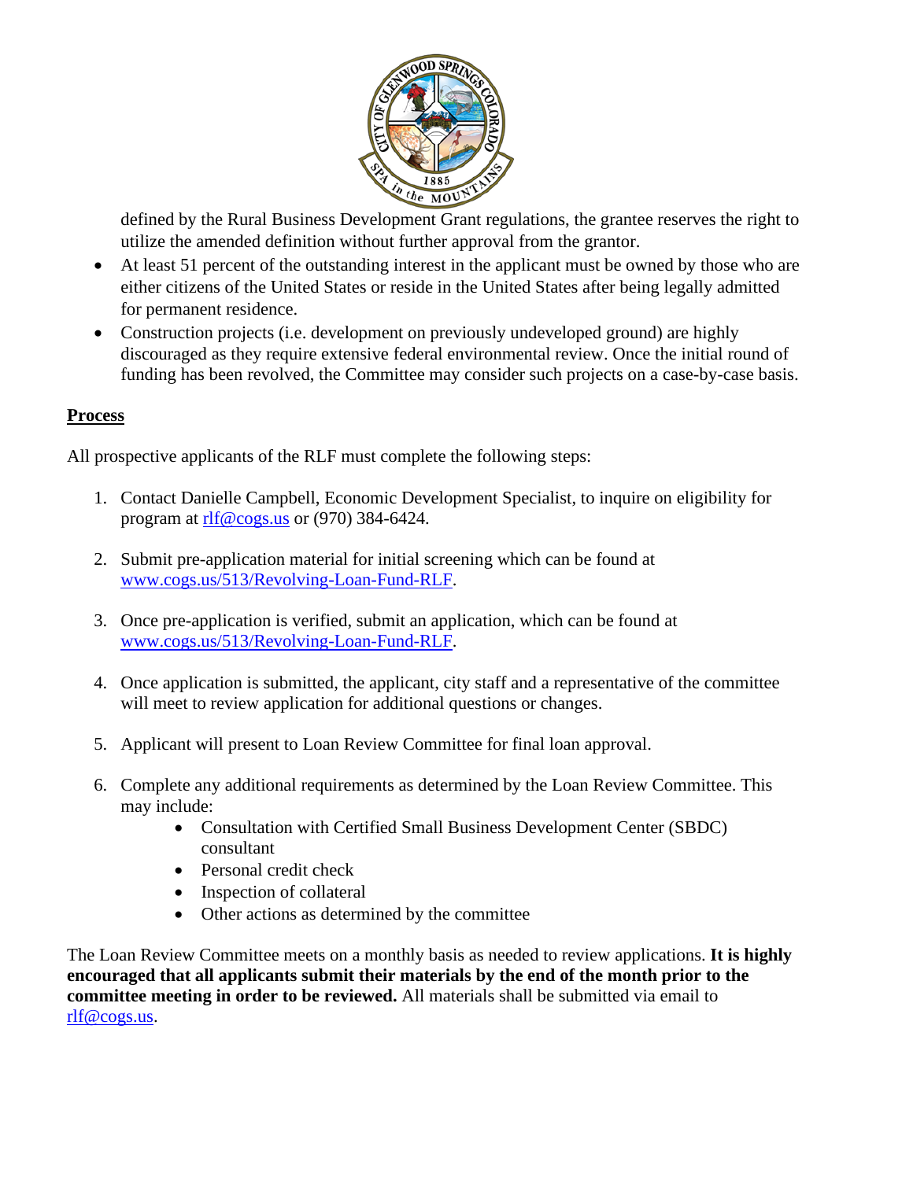defined by the Rural Business Development Grant regulations, the grantee reserves the right to utilize the amended definition without further approval from the grantor.

- At least 51 percent of the outstanding interest in the applicant must be owned by those who are either citizens of the United States or reside in the United States after being legally admitted for permanent residence.
- Construction projects (i.e. development on previously undeveloped ground) are highly discouraged as they require extensive federal environmental review. Once the initial round of funding has been revolved, the Committee may consider such projects on a case-by-case basis.

## Process

All prospective applicants of the RLF must complete the following steps:

1. Contact Danielle Campbell, Economic Development Specialist, to inquire on eligibility for program at [rlf@cogs.us](mailto:rlf@cogs.us) or (970) 384-6424.

2. Submit pre-application material for initial screening which can be found at [www.cogs.us/513/Revolving-Loan-Fund-RLF](http://www.cogs.us/513/Revolving-Loan-Fund-RLF).

3. Once pre-application is verified, submit an application, which can be found at [www.cogs.us/513/Revolving-Loan-Fund-RLF](http://www.cogs.us/513/Revolving-Loan-Fund-RLF).

4. Once application is submitted, the applicant, city staff and a representative of the committee will meet to review application for additional questions or changes.

5. Applicant will present to Loan Review Committee for final loan approval.

6. Complete any additional requirements as determined by the Loan Review Committee. This may include:
   - Consultation with Certified Small Business Development Center (SBDC) consultant
   - Personal credit check
   - Inspection of collateral
   - Other actions as determined by the committee

The Loan Review Committee meets on a monthly basis as needed to review applications. **It is highly encouraged that all applicants submit their materials by the end of the month prior to the committee meeting in order to be reviewed.** All materials shall be submitted via email to [rlf@cogs.us](mailto:rlf@cogs.us).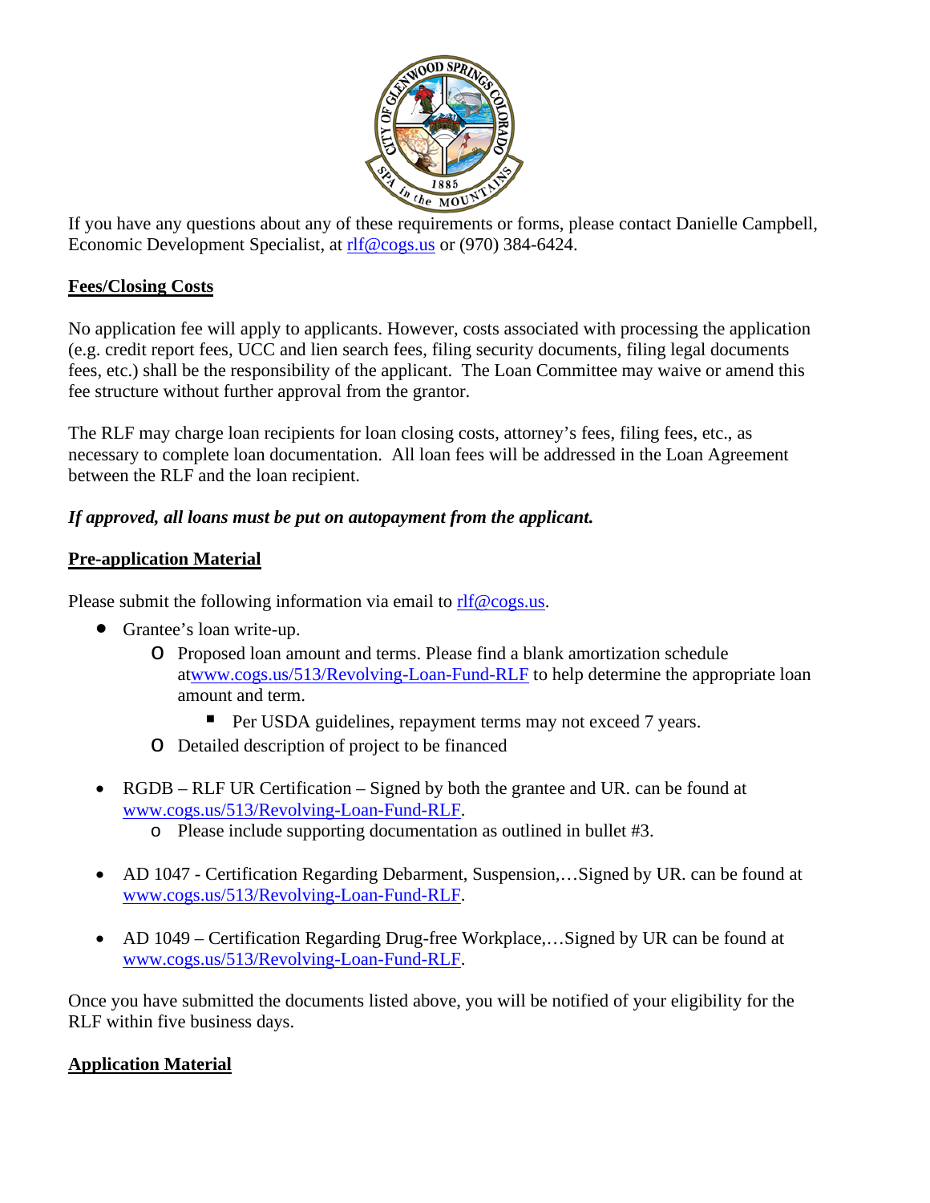If you have any questions about any of these requirements or forms, please contact Danielle Campbell, Economic Development Specialist, at rlf@cogs.us or (970) 384-6424.

## Fees/Closing Costs

No application fee will apply to applicants. However, costs associated with processing the application (e.g. credit report fees, UCC and lien search fees, filing security documents, filing legal documents fees, etc.) shall be the responsibility of the applicant. The Loan Committee may waive or amend this fee structure without further approval from the grantor.

The RLF may charge loan recipients for loan closing costs, attorney's fees, filing fees, etc., as necessary to complete loan documentation. All loan fees will be addressed in the Loan Agreement between the RLF and the loan recipient.

***If approved, all loans must be put on autopayment from the applicant.***

## Pre-application Material

Please submit the following information via email to rlf@cogs.us.

- Grantee's loan write-up.
  - Proposed loan amount and terms. Please find a blank amortization schedule atwww.cogs.us/513/Revolving-Loan-Fund-RLF to help determine the appropriate loan amount and term.
    - Per USDA guidelines, repayment terms may not exceed 7 years.
  - Detailed description of project to be financed

- RGDB – RLF UR Certification – Signed by both the grantee and UR. can be found at www.cogs.us/513/Revolving-Loan-Fund-RLF.
  - Please include supporting documentation as outlined in bullet #3.

- AD 1047 - Certification Regarding Debarment, Suspension,…Signed by UR. can be found at www.cogs.us/513/Revolving-Loan-Fund-RLF.

- AD 1049 – Certification Regarding Drug-free Workplace,…Signed by UR can be found at www.cogs.us/513/Revolving-Loan-Fund-RLF.

Once you have submitted the documents listed above, you will be notified of your eligibility for the RLF within five business days.

## Application Material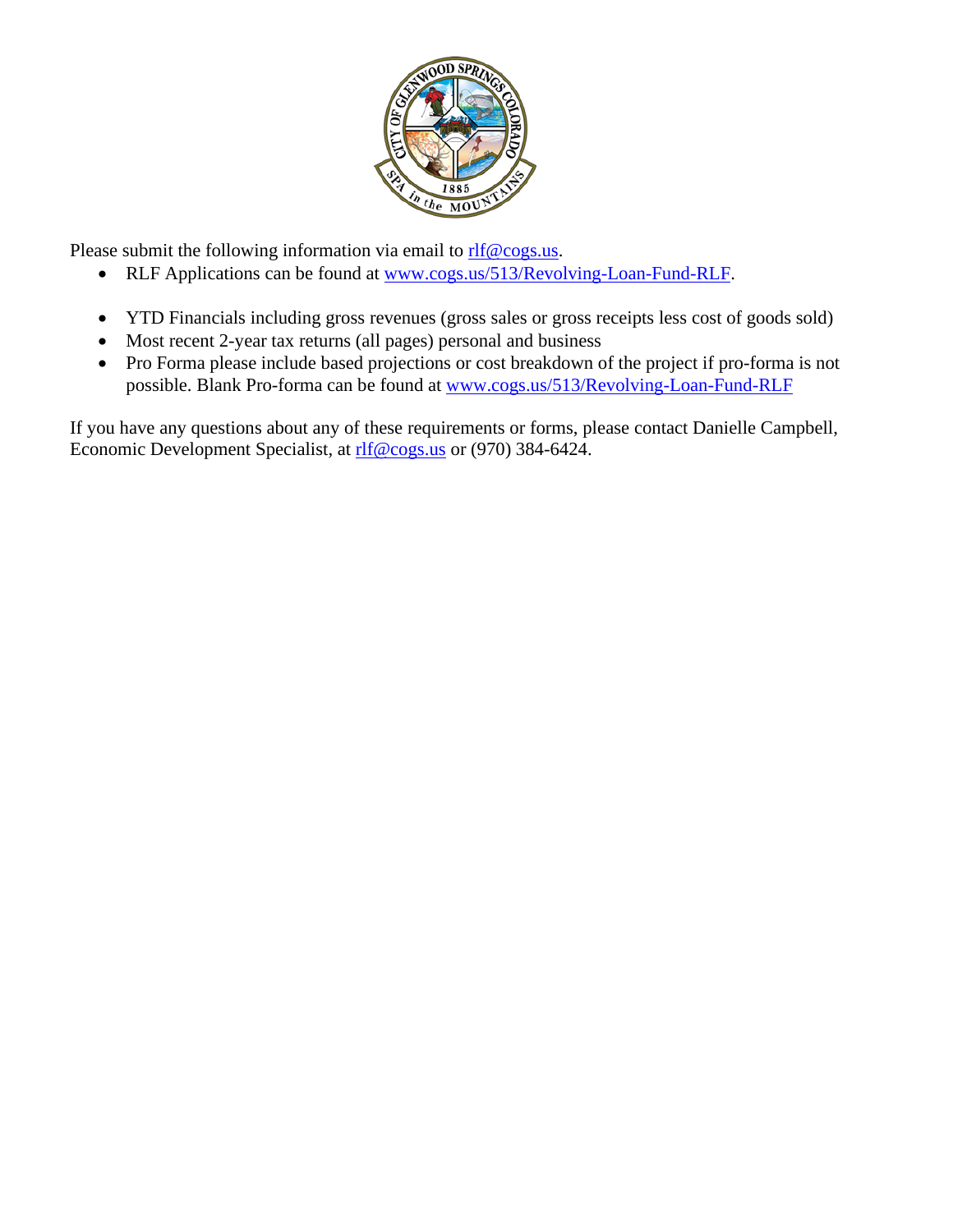Please submit the following information via email to rlf@cogs.us.

- RLF Applications can be found at www.cogs.us/513/Revolving-Loan-Fund-RLF.

- YTD Financials including gross revenues (gross sales or gross receipts less cost of goods sold)
- Most recent 2-year tax returns (all pages) personal and business
- Pro Forma please include based projections or cost breakdown of the project if pro-forma is not possible. Blank Pro-forma can be found at www.cogs.us/513/Revolving-Loan-Fund-RLF

If you have any questions about any of these requirements or forms, please contact Danielle Campbell, Economic Development Specialist, at rlf@cogs.us or (970) 384-6424.